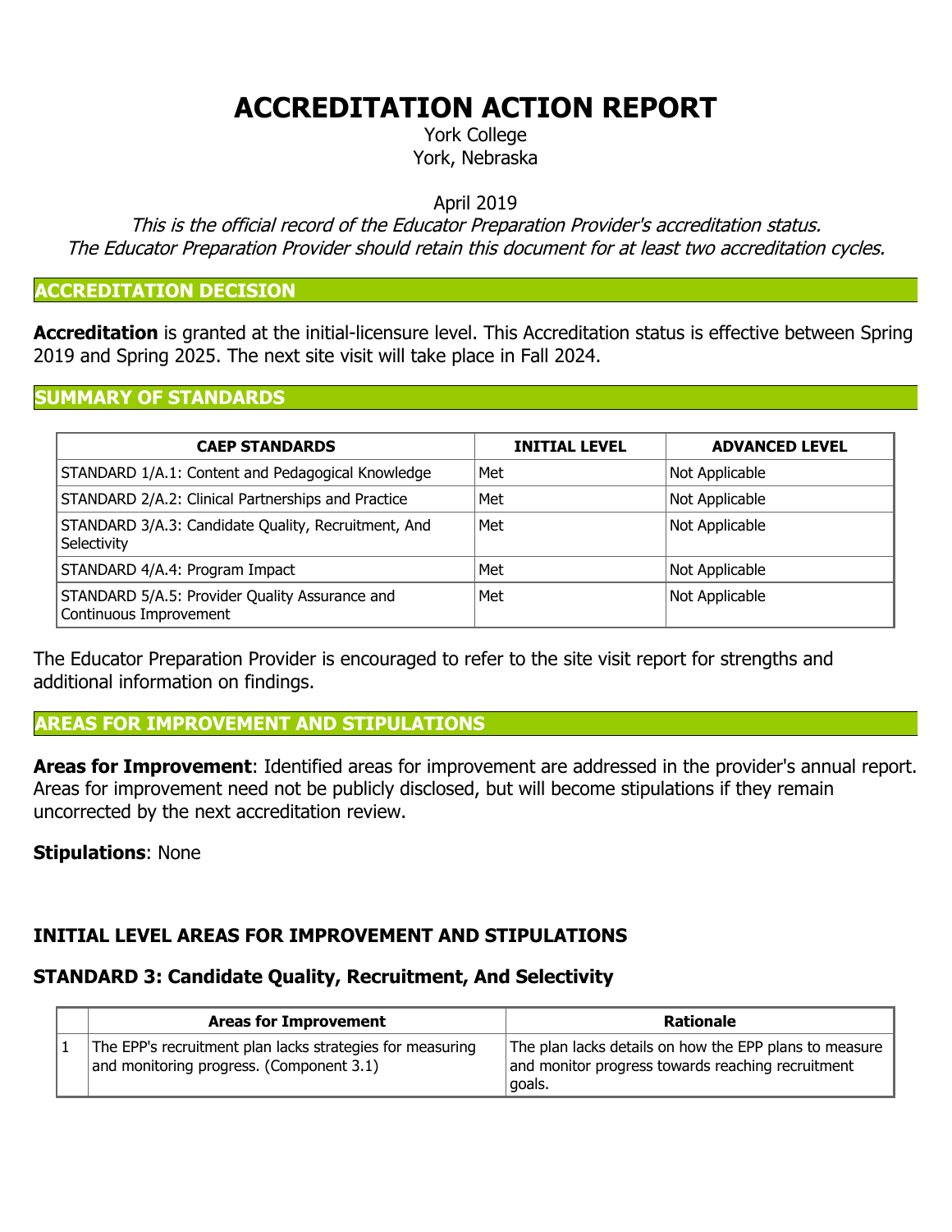# ACCREDITATION ACTION REPORT

York College
York, Nebraska

April 2019

*This is the official record of the Educator Preparation Provider's accreditation status.*
*The Educator Preparation Provider should retain this document for at least two accreditation cycles.*

## ACCREDITATION DECISION

**Accreditation** is granted at the initial-licensure level. This Accreditation status is effective between Spring 2019 and Spring 2025. The next site visit will take place in Fall 2024.

## SUMMARY OF STANDARDS

| CAEP STANDARDS | INITIAL LEVEL | ADVANCED LEVEL |
|---|---|---|
| STANDARD 1/A.1: Content and Pedagogical Knowledge | Met | Not Applicable |
| STANDARD 2/A.2: Clinical Partnerships and Practice | Met | Not Applicable |
| STANDARD 3/A.3: Candidate Quality, Recruitment, And Selectivity | Met | Not Applicable |
| STANDARD 4/A.4: Program Impact | Met | Not Applicable |
| STANDARD 5/A.5: Provider Quality Assurance and Continuous Improvement | Met | Not Applicable |

The Educator Preparation Provider is encouraged to refer to the site visit report for strengths and additional information on findings.

## AREAS FOR IMPROVEMENT AND STIPULATIONS

**Areas for Improvement**: Identified areas for improvement are addressed in the provider's annual report. Areas for improvement need not be publicly disclosed, but will become stipulations if they remain uncorrected by the next accreditation review.

**Stipulations**: None

### INITIAL LEVEL AREAS FOR IMPROVEMENT AND STIPULATIONS

### STANDARD 3: Candidate Quality, Recruitment, And Selectivity

| | Areas for Improvement | Rationale |
|---|---|---|
| 1 | The EPP's recruitment plan lacks strategies for measuring and monitoring progress. (Component 3.1) | The plan lacks details on how the EPP plans to measure and monitor progress towards reaching recruitment goals. |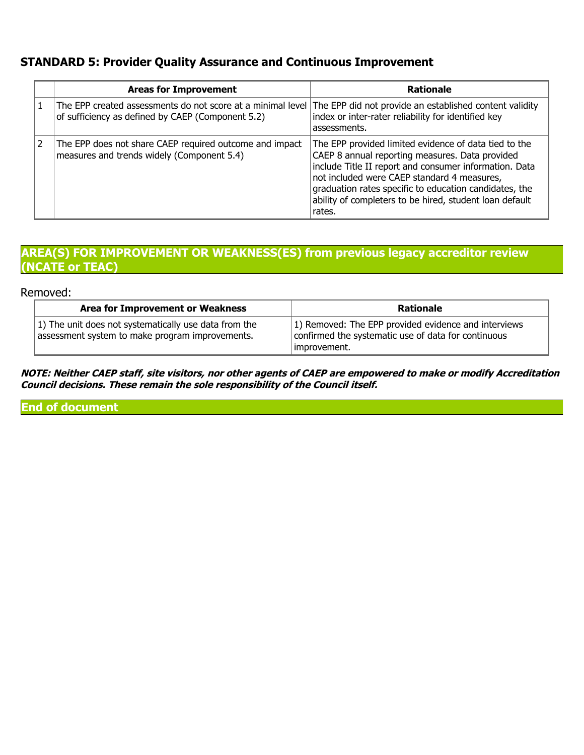## STANDARD 5: Provider Quality Assurance and Continuous Improvement

| | Areas for Improvement | Rationale |
|---|---|---|
| 1 | The EPP created assessments do not score at a minimal level of sufficiency as defined by CAEP (Component 5.2) | The EPP did not provide an established content validity index or inter-rater reliability for identified key assessments. |
| 2 | The EPP does not share CAEP required outcome and impact measures and trends widely (Component 5.4) | The EPP provided limited evidence of data tied to the CAEP 8 annual reporting measures. Data provided include Title II report and consumer information. Data not included were CAEP standard 4 measures, graduation rates specific to education candidates, the ability of completers to be hired, student loan default rates. |

## AREA(S) FOR IMPROVEMENT OR WEAKNESS(ES) from previous legacy accreditor review (NCATE or TEAC)

Removed:

| Area for Improvement or Weakness | Rationale |
|---|---|
| 1) The unit does not systematically use data from the assessment system to make program improvements. | 1) Removed: The EPP provided evidence and interviews confirmed the systematic use of data for continuous improvement. |

***NOTE: Neither CAEP staff, site visitors, nor other agents of CAEP are empowered to make or modify Accreditation Council decisions. These remain the sole responsibility of the Council itself.***

## End of document